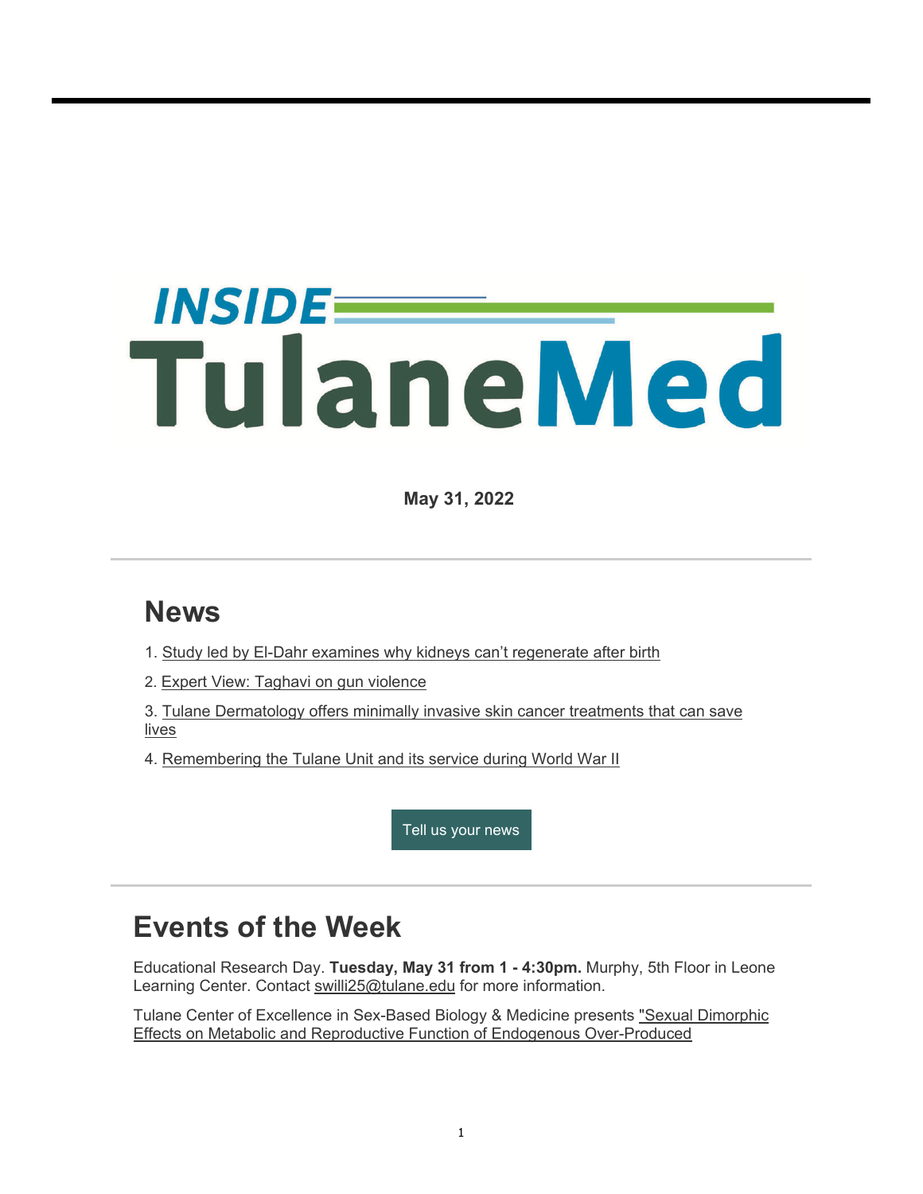# INSIDE TulaneMed

**May 31, 2022**

## News

1. Study led by El-Dahr examines why kidneys can't regenerate after birth
2. Expert View: Taghavi on gun violence
3. Tulane Dermatology offers minimally invasive skin cancer treatments that can save lives
4. Remembering the Tulane Unit and its service during World War II

Tell us your news

## Events of the Week

Educational Research Day. **Tuesday, May 31 from 1 - 4:30pm.** Murphy, 5th Floor in Leone Learning Center. Contact swilli25@tulane.edu for more information.

Tulane Center of Excellence in Sex-Based Biology & Medicine presents "Sexual Dimorphic Effects on Metabolic and Reproductive Function of Endogenous Over-Produced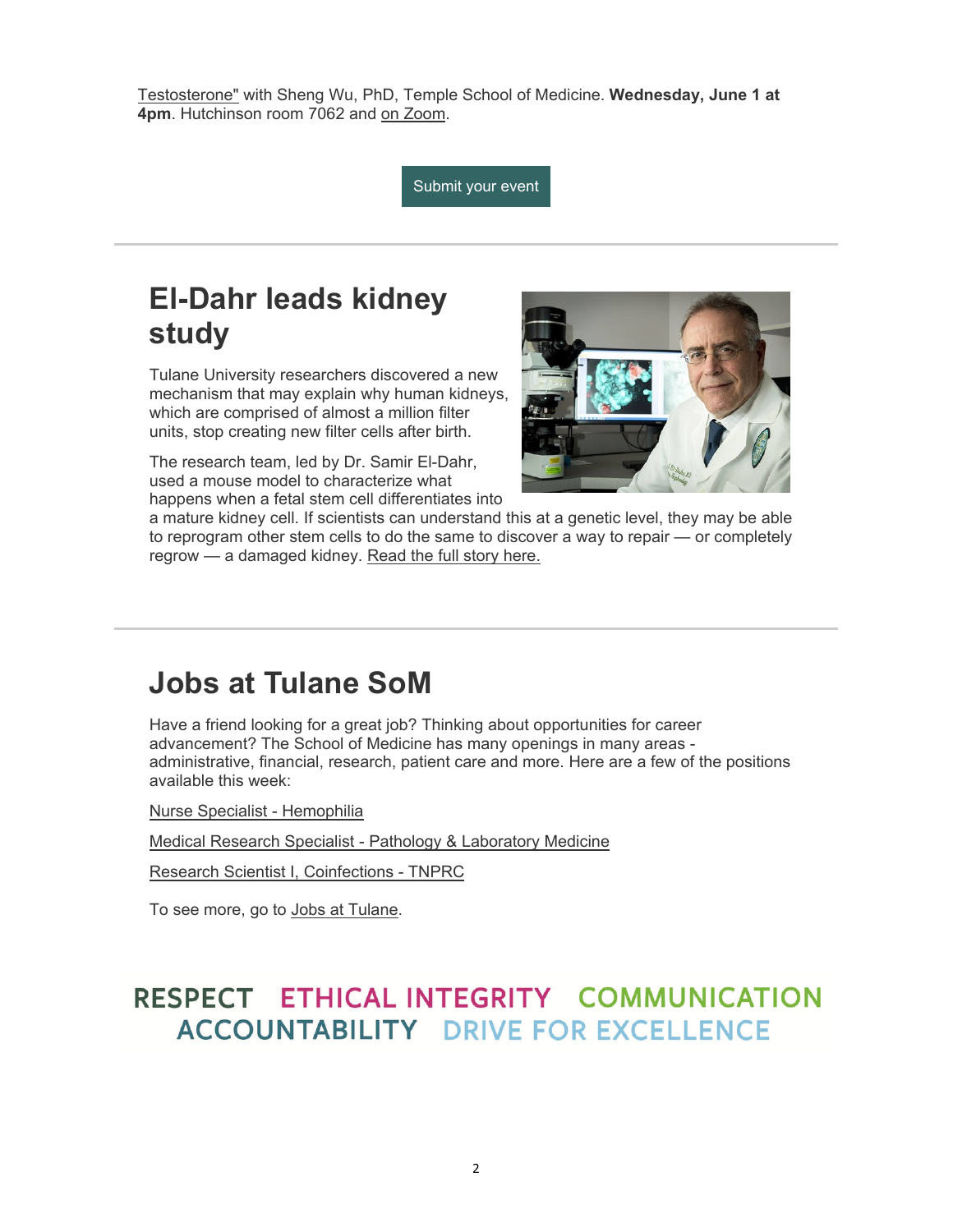Testosterone" with Sheng Wu, PhD, Temple School of Medicine. **Wednesday, June 1 at 4pm**. Hutchinson room 7062 and on Zoom.

Submit your event

## El-Dahr leads kidney study

Tulane University researchers discovered a new mechanism that may explain why human kidneys, which are comprised of almost a million filter units, stop creating new filter cells after birth.

The research team, led by Dr. Samir El-Dahr, used a mouse model to characterize what happens when a fetal stem cell differentiates into a mature kidney cell. If scientists can understand this at a genetic level, they may be able to reprogram other stem cells to do the same to discover a way to repair — or completely regrow — a damaged kidney. Read the full story here.

## Jobs at Tulane SoM

Have a friend looking for a great job? Thinking about opportunities for career advancement? The School of Medicine has many openings in many areas - administrative, financial, research, patient care and more. Here are a few of the positions available this week:

Nurse Specialist - Hemophilia

Medical Research Specialist - Pathology & Laboratory Medicine

Research Scientist I, Coinfections - TNPRC

To see more, go to Jobs at Tulane.

RESPECT ETHICAL INTEGRITY COMMUNICATION ACCOUNTABILITY DRIVE FOR EXCELLENCE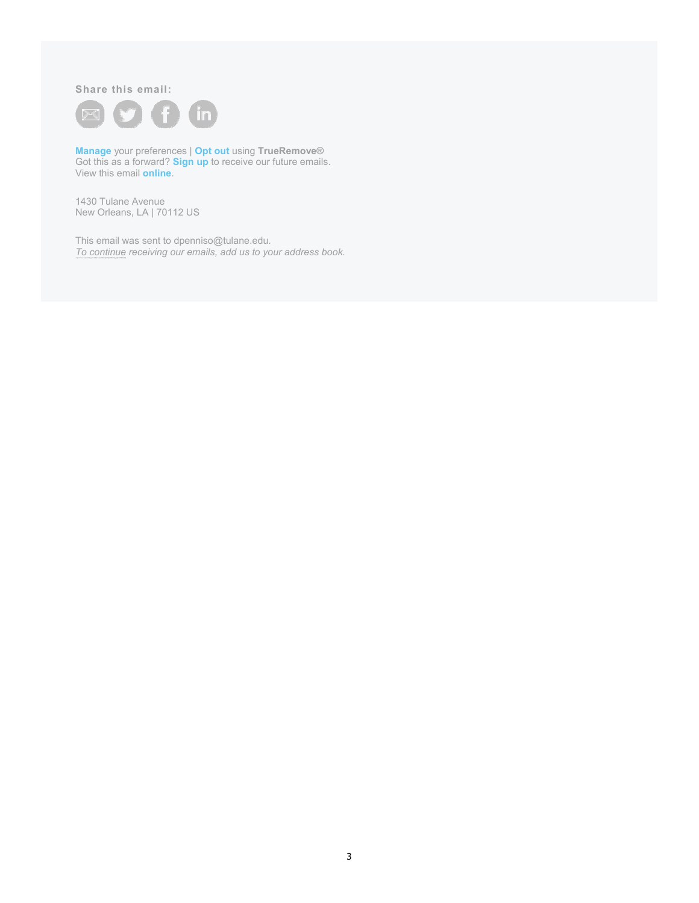**Share this email:**

**Manage** your preferences | **Opt out** using **TrueRemove®**
Got this as a forward? **Sign up** to receive our future emails.
View this email **online**.

1430 Tulane Avenue
New Orleans, LA | 70112 US

This email was sent to dpenniso@tulane.edu.
*To continue receiving our emails, add us to your address book.*